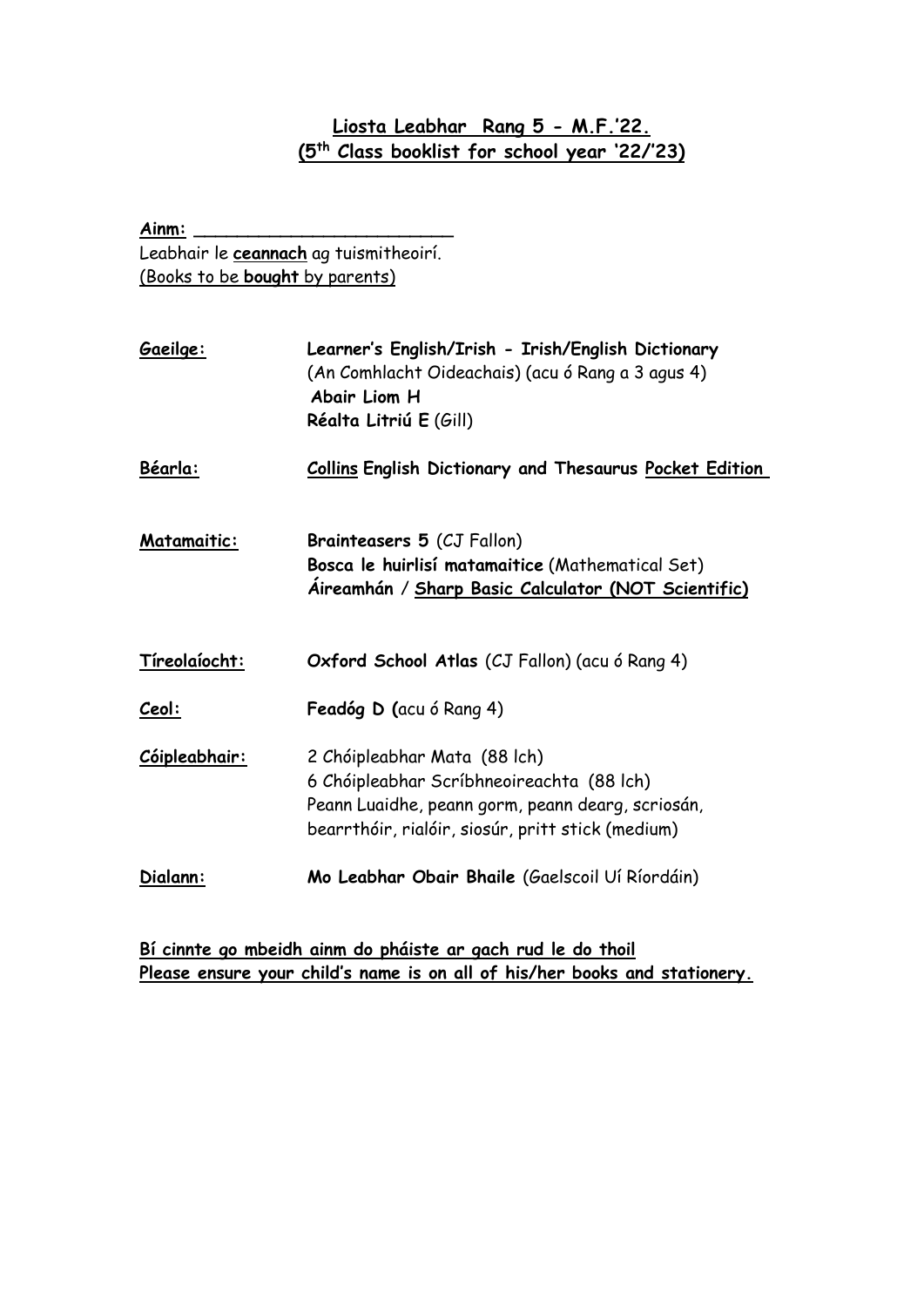# Liosta Leabhar Rang 5 - M.F.'22.
## (5th Class booklist for school year '22/'23)

**Ainm:** _________________________

Leabhair le **ceannach** ag tuismitheoirí.
(Books to be **bought** by parents)

| | |
|---|---|
| **Gaeilge:** | **Learner's English/Irish - Irish/English Dictionary** (An Comhlacht Oideachais) (acu ó Rang a 3 agus 4)<br>**Abair Liom H**<br>**Réalta Litriú E** (Gill) |
| **Béarla:** | **Collins English Dictionary and Thesaurus Pocket Edition** |
| **Matamaitic:** | **Brainteasers 5** (CJ Fallon)<br>**Bosca le huirlisí matamaitice** (Mathematical Set)<br>**Áireamhán / Sharp Basic Calculator (NOT Scientific)** |
| **Tíreolaíocht:** | **Oxford School Atlas** (CJ Fallon) (acu ó Rang 4) |
| **Ceol:** | **Feadóg D** (acu ó Rang 4) |
| **Cóipleabhair:** | 2 Chóipleabhar Mata (88 lch)<br>6 Chóipleabhar Scríbhneoireachta (88 lch)<br>Peann Luaidhe, peann gorm, peann dearg, scriosán, bearrthóir, rialóir, siosúr, pritt stick (medium) |
| **Dialann:** | **Mo Leabhar Obair Bhaile** (Gaelscoil Uí Ríordáin) |

**Bí cinnte go mbeidh ainm do pháiste ar gach rud le do thoil**
**Please ensure your child's name is on all of his/her books and stationery.**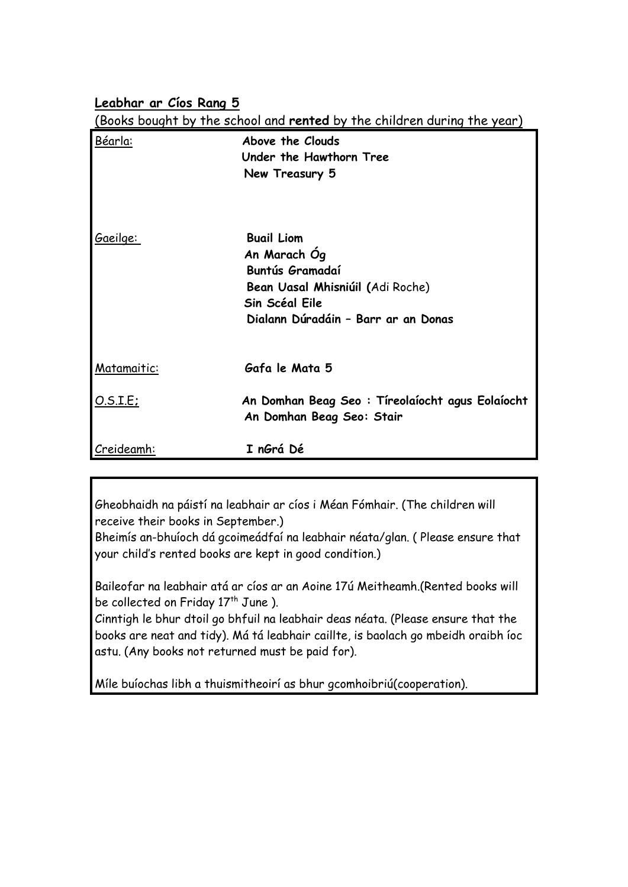**Leabhar ar Cíos Rang 5**

(Books bought by the school and **rented** by the children during the year)

| | |
|---|---|
| Béarla: | **Above the Clouds**<br>**Under the Hawthorn Tree**<br>**New Treasury 5** |
| Gaeilge: | **Buail Liom**<br>**An Marach Óg**<br>**Buntús Gramadaí**<br>**Bean Uasal Mhisniúil (**Adi Roche)<br>**Sin Scéal Eile**<br>**Dialann Dúradáin – Barr ar an Donas** |
| Matamaitic: | **Gafa le Mata 5** |
| O.S.I.E; | **An Domhan Beag Seo : Tíreolaíocht agus Eolaíocht**<br>**An Domhan Beag Seo: Stair** |
| Creideamh: | **I nGrá Dé** |

Gheobhaidh na páistí na leabhair ar cíos i Méan Fómhair. (The children will receive their books in September.)

Bheimís an-bhuíoch dá gcoimeádfaí na leabhair néata/glan. ( Please ensure that your child's rented books are kept in good condition.)

Baileofar na leabhair atá ar cíos ar an Aoine 17ú Meitheamh.(Rented books will be collected on Friday 17th June ).

Cinntigh le bhur dtoil go bhfuil na leabhair deas néata. (Please ensure that the books are neat and tidy). Má tá leabhair caillte, is baolach go mbeidh oraibh íoc astu. (Any books not returned must be paid for).

Míle buíochas libh a thuismitheoirí as bhur gcomhoibriú(cooperation).